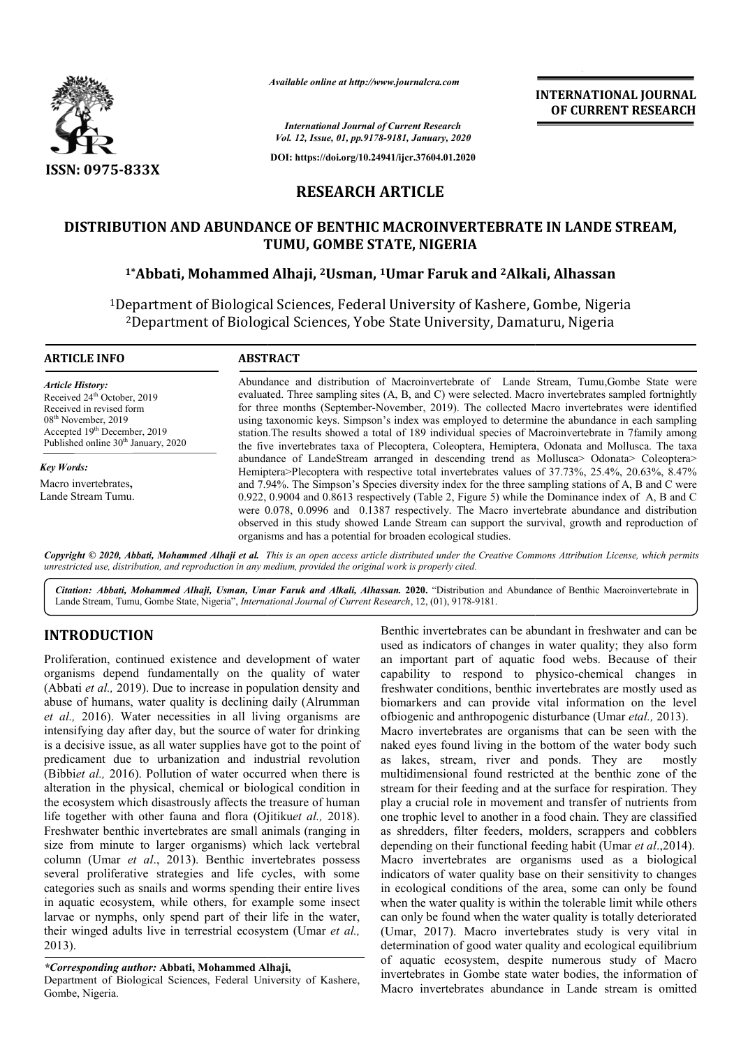# RESEARCH ARTICLE

## DISTRIBUTION AND ABUNDANCE OF BENTHIC MACROINVERTEBRATE IN LANDE STREAM, TUMU, GOMBE STATE, NIGERIA

**[1*]Abbati, Mohammed Alhaji, [2]Usman, [1]Umar Faruk and [2]Alkali, Alhassan**

[1]Department of Biological Sciences, Federal University of Kashere, Gombe, Nigeria
[2]Department of Biological Sciences, Yobe State University, Damaturu, Nigeria

### ARTICLE INFO

*Article History:*
Received 24th October, 2019
Received in revised form
08th November, 2019
Accepted 19th December, 2019
Published online 30th January, 2020

*Key Words:*
Macro invertebrates,
Lande Stream Tumu.

### ABSTRACT

Abundance and distribution of Macroinvertebrate of Lande Stream, Tumu,Gombe State were evaluated. Three sampling sites (A, B, and C) were selected. Macro invertebrates sampled fortnightly for three months (September-November, 2019). The collected Macro invertebrates were identified using taxonomic keys. Simpson's index was employed to determine the abundance in each sampling station.The results showed a total of 189 individual species of Macroinvertebrate in 7family among the five invertebrates taxa of Plecoptera, Coleoptera, Hemiptera, Odonata and Mollusca. The taxa abundance of LandeStream arranged in descending trend as Mollusca> Odonata> Coleoptera> Hemiptera>Plecoptera with respective total invertebrates values of 37.73%, 25.4%, 20.63%, 8.47% and 7.94%. The Simpson's Species diversity index for the three sampling stations of A, B and C were 0.922, 0.9004 and 0.8613 respectively (Table 2, Figure 5) while the Dominance index of A, B and C were 0.078, 0.0996 and 0.1387 respectively. The Macro invertebrate abundance and distribution observed in this study showed Lande Stream can support the survival, growth and reproduction of organisms and has a potential for broaden ecological studies.

*Copyright © 2020, Abbati, Mohammed Alhaji et al. This is an open access article distributed under the Creative Commons Attribution License, which permits unrestricted use, distribution, and reproduction in any medium, provided the original work is properly cited.*

*Citation: Abbati, Mohammed Alhaji, Usman, Umar Faruk and Alkali, Alhassan.* **2020.** "Distribution and Abundance of Benthic Macroinvertebrate in Lande Stream, Tumu, Gombe State, Nigeria", *International Journal of Current Research*, 12, (01), 9178-9181.

## INTRODUCTION

Proliferation, continued existence and development of water organisms depend fundamentally on the quality of water (Abbati *et al.,* 2019). Due to increase in population density and abuse of humans, water quality is declining daily (Alrumman *et al.,* 2016). Water necessities in all living organisms are intensifying day after day, but the source of water for drinking is a decisive issue, as all water supplies have got to the point of predicament due to urbanization and industrial revolution (Bibbi*et al.,* 2016). Pollution of water occurred when there is alteration in the physical, chemical or biological condition in the ecosystem which disastrously affects the treasure of human life together with other fauna and flora (Ojitiku*et al.,* 2018). Freshwater benthic invertebrates are small animals (ranging in size from minute to larger organisms) which lack vertebral column (Umar *et al*., 2013). Benthic invertebrates possess several proliferative strategies and life cycles, with some categories such as snails and worms spending their entire lives in aquatic ecosystem, while others, for example some insect larvae or nymphs, only spend part of their life in the water, their winged adults live in terrestrial ecosystem (Umar *et al.,* 2013).

Benthic invertebrates can be abundant in freshwater and can be used as indicators of changes in water quality; they also form an important part of aquatic food webs. Because of their capability to respond to physico-chemical changes in freshwater conditions, benthic invertebrates are mostly used as biomarkers and can provide vital information on the level ofbiogenic and anthropogenic disturbance (Umar *etal.,* 2013). Macro invertebrates are organisms that can be seen with the naked eyes found living in the bottom of the water body such as lakes, stream, river and ponds. They are mostly multidimensional found restricted at the benthic zone of the stream for their feeding and at the surface for respiration. They play a crucial role in movement and transfer of nutrients from one trophic level to another in a food chain. They are classified as shredders, filter feeders, molders, scrappers and cobblers depending on their functional feeding habit (Umar *et al*.,2014). Macro invertebrates are organisms used as a biological indicators of water quality base on their sensitivity to changes in ecological conditions of the area, some can only be found when the water quality is within the tolerable limit while others can only be found when the water quality is totally deteriorated (Umar, 2017). Macro invertebrates study is very vital in determination of good water quality and ecological equilibrium of aquatic ecosystem, despite numerous study of Macro invertebrates in Gombe state water bodies, the information of Macro invertebrates abundance in Lande stream is omitted

**\*Corresponding author: Abbati, Mohammed Alhaji,**
Department of Biological Sciences, Federal University of Kashere, Gombe, Nigeria.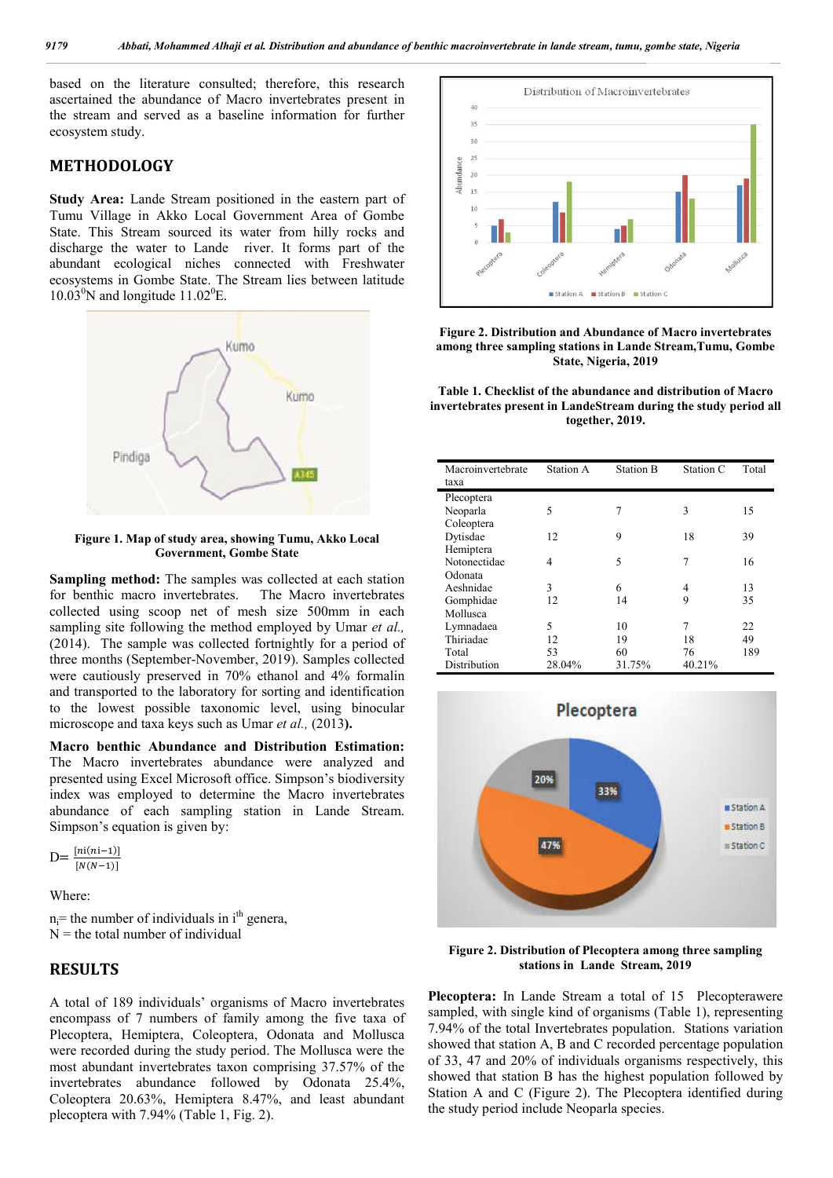based on the literature consulted; therefore, this research ascertained the abundance of Macro invertebrates present in the stream and served as a baseline information for further ecosystem study.

## METHODOLOGY

**Study Area:** Lande Stream positioned in the eastern part of Tumu Village in Akko Local Government Area of Gombe State. This Stream sourced its water from hilly rocks and discharge the water to Lande river. It forms part of the abundant ecological niches connected with Freshwater ecosystems in Gombe State. The Stream lies between latitude $10.03^0$N and longitude $11.02^0$E.

**Figure 1. Map of study area, showing Tumu, Akko Local Government, Gombe State**

**Sampling method:** The samples was collected at each station for benthic macro invertebrates. The Macro invertebrates collected using scoop net of mesh size 500mm in each sampling site following the method employed by Umar *et al.,* (2014). The sample was collected fortnightly for a period of three months (September-November, 2019). Samples collected were cautiously preserved in 70% ethanol and 4% formalin and transported to the laboratory for sorting and identification to the lowest possible taxonomic level, using binocular microscope and taxa keys such as Umar *et al.,* (2013)**.**

**Macro benthic Abundance and Distribution Estimation:** The Macro invertebrates abundance were analyzed and presented using Excel Microsoft office. Simpson's biodiversity index was employed to determine the Macro invertebrates abundance of each sampling station in Lande Stream. Simpson's equation is given by:

$$D = \frac{[ni(ni-1)]}{[N(N-1)]}$$

Where:

$n_i$= the number of individuals in $i^{th}$ genera,
N = the total number of individual

## RESULTS

A total of 189 individuals' organisms of Macro invertebrates encompass of 7 numbers of family among the five taxa of Plecoptera, Hemiptera, Coleoptera, Odonata and Mollusca were recorded during the study period. The Mollusca were the most abundant invertebrates taxon comprising 37.57% of the invertebrates abundance followed by Odonata 25.4%, Coleoptera 20.63%, Hemiptera 8.47%, and least abundant plecoptera with 7.94% (Table 1, Fig. 2).

**Figure 2. Distribution and Abundance of Macro invertebrates among three sampling stations in Lande Stream,Tumu, Gombe State, Nigeria, 2019**

**Table 1. Checklist of the abundance and distribution of Macro invertebrates present in LandeStream during the study period all together, 2019.**

| Macroinvertebrate taxa | Station A | Station B | Station C | Total |
|---|---|---|---|---|
| Plecoptera | | | | |
| Neoparla | 5 | 7 | 3 | 15 |
| Coleoptera | | | | |
| Dytisdae | 12 | 9 | 18 | 39 |
| Hemiptera | | | | |
| Notonectidae | 4 | 5 | 7 | 16 |
| Odonata | | | | |
| Aeshnidae | 3 | 6 | 4 | 13 |
| Gomphidae | 12 | 14 | 9 | 35 |
| Mollusca | | | | |
| Lymnadaea | 5 | 10 | 7 | 22 |
| Thiriadae | 12 | 19 | 18 | 49 |
| Total | 53 | 60 | 76 | 189 |
| Distribution | 28.04% | 31.75% | 40.21% | |

**Figure 2. Distribution of Plecoptera among three sampling stations in Lande Stream, 2019**

**Plecoptera:** In Lande Stream a total of 15 Plecopterawere sampled, with single kind of organisms (Table 1), representing 7.94% of the total Invertebrates population. Stations variation showed that station A, B and C recorded percentage population of 33, 47 and 20% of individuals organisms respectively, this showed that station B has the highest population followed by Station A and C (Figure 2). The Plecoptera identified during the study period include Neoparla species.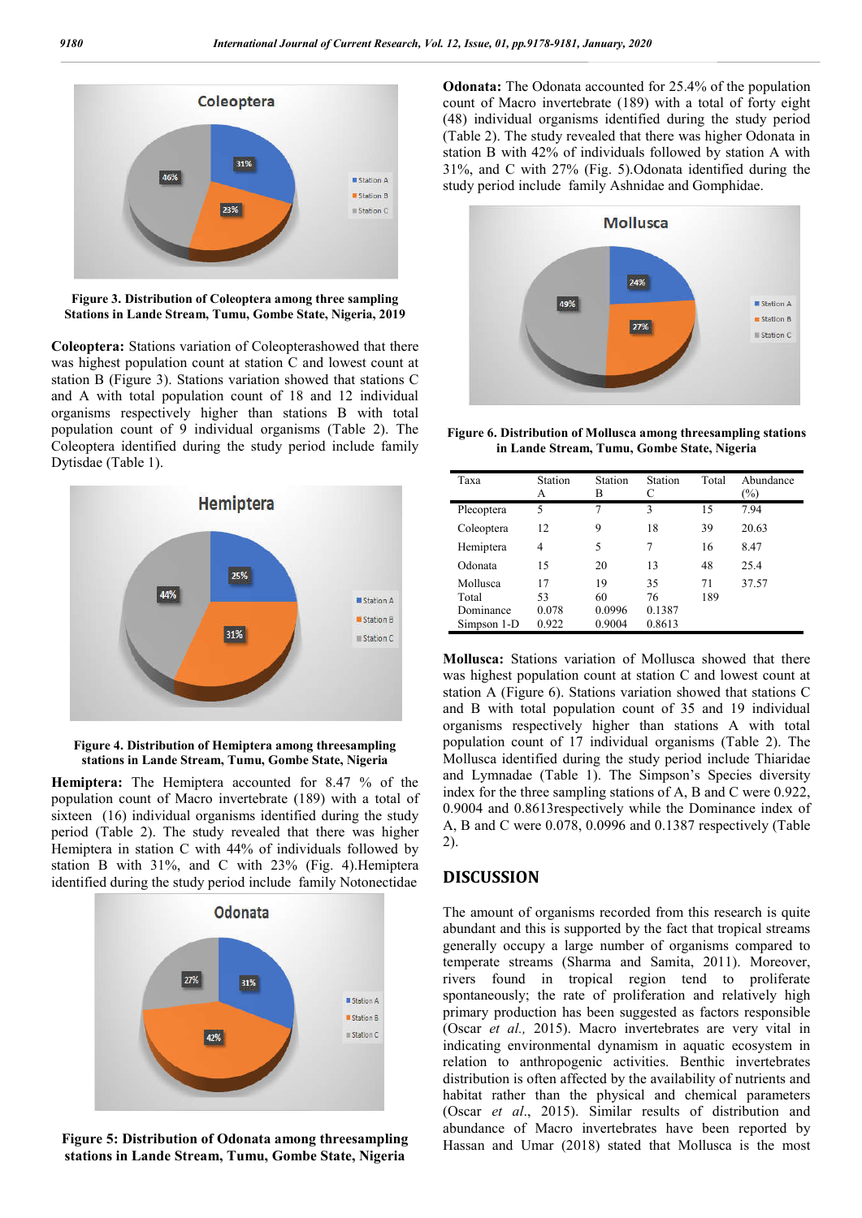Figure 3. Distribution of Coleoptera among three sampling Stations in Lande Stream, Tumu, Gombe State, Nigeria, 2019

**Coleoptera:** Stations variation of Coleopterashowed that there was highest population count at station C and lowest count at station B (Figure 3). Stations variation showed that stations C and A with total population count of 18 and 12 individual organisms respectively higher than stations B with total population count of 9 individual organisms (Table 2). The Coleoptera identified during the study period include family Dytisdae (Table 1).

Figure 4. Distribution of Hemiptera among threesampling stations in Lande Stream, Tumu, Gombe State, Nigeria

**Hemiptera:** The Hemiptera accounted for 8.47 % of the population count of Macro invertebrate (189) with a total of sixteen (16) individual organisms identified during the study period (Table 2). The study revealed that there was higher Hemiptera in station C with 44% of individuals followed by station B with 31%, and C with 23% (Fig. 4).Hemiptera identified during the study period include family Notonectidae

Figure 5: Distribution of Odonata among threesampling stations in Lande Stream, Tumu, Gombe State, Nigeria

**Odonata:** The Odonata accounted for 25.4% of the population count of Macro invertebrate (189) with a total of forty eight (48) individual organisms identified during the study period (Table 2). The study revealed that there was higher Odonata in station B with 42% of individuals followed by station A with 31%, and C with 27% (Fig. 5).Odonata identified during the study period include family Ashnidae and Gomphidae.

Figure 6. Distribution of Mollusca among threesampling stations in Lande Stream, Tumu, Gombe State, Nigeria

| Taxa | Station A | Station B | Station C | Total | Abundance (%) |
|---|---|---|---|---|---|
| Plecoptera | 5 | 7 | 3 | 15 | 7.94 |
| Coleoptera | 12 | 9 | 18 | 39 | 20.63 |
| Hemiptera | 4 | 5 | 7 | 16 | 8.47 |
| Odonata | 15 | 20 | 13 | 48 | 25.4 |
| Mollusca | 17 | 19 | 35 | 71 | 37.57 |
| Total | 53 | 60 | 76 | 189 | |
| Dominance | 0.078 | 0.0996 | 0.1387 | | |
| Simpson 1-D | 0.922 | 0.9004 | 0.8613 | | |

**Mollusca:** Stations variation of Mollusca showed that there was highest population count at station C and lowest count at station A (Figure 6). Stations variation showed that stations C and B with total population count of 35 and 19 individual organisms respectively higher than stations A with total population count of 17 individual organisms (Table 2). The Mollusca identified during the study period include Thiaridae and Lymnadae (Table 1). The Simpson's Species diversity index for the three sampling stations of A, B and C were 0.922, 0.9004 and 0.8613respectively while the Dominance index of A, B and C were 0.078, 0.0996 and 0.1387 respectively (Table 2).

## DISCUSSION

The amount of organisms recorded from this research is quite abundant and this is supported by the fact that tropical streams generally occupy a large number of organisms compared to temperate streams (Sharma and Samita, 2011). Moreover, rivers found in tropical region tend to proliferate spontaneously; the rate of proliferation and relatively high primary production has been suggested as factors responsible (Oscar *et al.,* 2015). Macro invertebrates are very vital in indicating environmental dynamism in aquatic ecosystem in relation to anthropogenic activities. Benthic invertebrates distribution is often affected by the availability of nutrients and habitat rather than the physical and chemical parameters (Oscar *et al*., 2015). Similar results of distribution and abundance of Macro invertebrates have been reported by Hassan and Umar (2018) stated that Mollusca is the most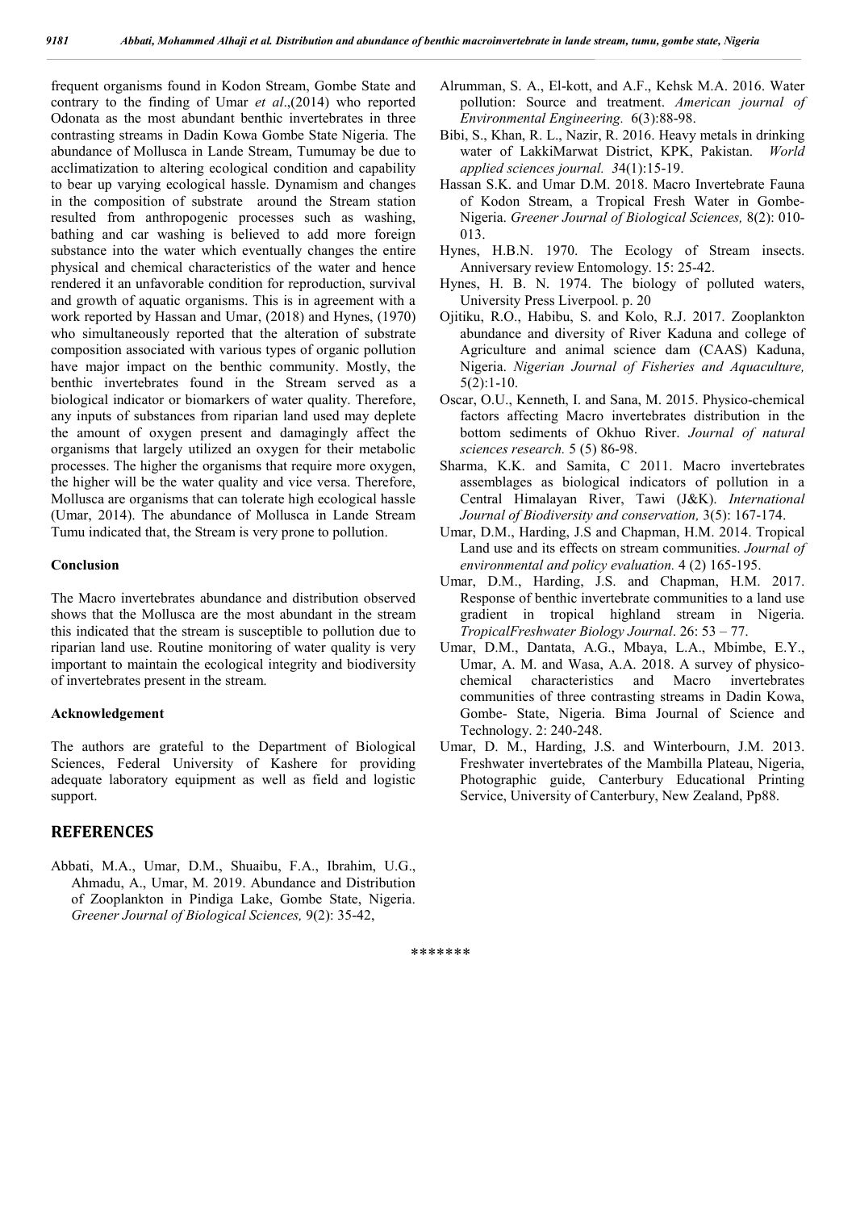frequent organisms found in Kodon Stream, Gombe State and contrary to the finding of Umar *et al*.,(2014) who reported Odonata as the most abundant benthic invertebrates in three contrasting streams in Dadin Kowa Gombe State Nigeria. The abundance of Mollusca in Lande Stream, Tumumay be due to acclimatization to altering ecological condition and capability to bear up varying ecological hassle. Dynamism and changes in the composition of substrate around the Stream station resulted from anthropogenic processes such as washing, bathing and car washing is believed to add more foreign substance into the water which eventually changes the entire physical and chemical characteristics of the water and hence rendered it an unfavorable condition for reproduction, survival and growth of aquatic organisms. This is in agreement with a work reported by Hassan and Umar, (2018) and Hynes, (1970) who simultaneously reported that the alteration of substrate composition associated with various types of organic pollution have major impact on the benthic community. Mostly, the benthic invertebrates found in the Stream served as a biological indicator or biomarkers of water quality. Therefore, any inputs of substances from riparian land used may deplete the amount of oxygen present and damagingly affect the organisms that largely utilized an oxygen for their metabolic processes. The higher the organisms that require more oxygen, the higher will be the water quality and vice versa. Therefore, Mollusca are organisms that can tolerate high ecological hassle (Umar, 2014). The abundance of Mollusca in Lande Stream Tumu indicated that, the Stream is very prone to pollution.

### Conclusion

The Macro invertebrates abundance and distribution observed shows that the Mollusca are the most abundant in the stream this indicated that the stream is susceptible to pollution due to riparian land use. Routine monitoring of water quality is very important to maintain the ecological integrity and biodiversity of invertebrates present in the stream.

### Acknowledgement

The authors are grateful to the Department of Biological Sciences, Federal University of Kashere for providing adequate laboratory equipment as well as field and logistic support.

## REFERENCES

Abbati, M.A., Umar, D.M., Shuaibu, F.A., Ibrahim, U.G., Ahmadu, A., Umar, M. 2019. Abundance and Distribution of Zooplankton in Pindiga Lake, Gombe State, Nigeria. *Greener Journal of Biological Sciences,* 9(2): 35-42,

Alrumman, S. A., El-kott, and A.F., Kehsk M.A. 2016. Water pollution: Source and treatment. *American journal of Environmental Engineering.* 6(3):88-98.

Bibi, S., Khan, R. L., Nazir, R. 2016. Heavy metals in drinking water of LakkiMarwat District, KPK, Pakistan. *World applied sciences journal.* 34(1):15-19.

Hassan S.K. and Umar D.M. 2018. Macro Invertebrate Fauna of Kodon Stream, a Tropical Fresh Water in Gombe-Nigeria. *Greener Journal of Biological Sciences,* 8(2): 010-013.

Hynes, H.B.N. 1970. The Ecology of Stream insects. Anniversary review Entomology. 15: 25-42.

Hynes, H. B. N. 1974. The biology of polluted waters, University Press Liverpool. p. 20

Ojitiku, R.O., Habibu, S. and Kolo, R.J. 2017. Zooplankton abundance and diversity of River Kaduna and college of Agriculture and animal science dam (CAAS) Kaduna, Nigeria. *Nigerian Journal of Fisheries and Aquaculture,* 5(2):1-10.

Oscar, O.U., Kenneth, I. and Sana, M. 2015. Physico-chemical factors affecting Macro invertebrates distribution in the bottom sediments of Okhuo River. *Journal of natural sciences research.* 5 (5) 86-98.

Sharma, K.K. and Samita, C 2011. Macro invertebrates assemblages as biological indicators of pollution in a Central Himalayan River, Tawi (J&K). *International Journal of Biodiversity and conservation,* 3(5): 167-174.

Umar, D.M., Harding, J.S and Chapman, H.M. 2014. Tropical Land use and its effects on stream communities. *Journal of environmental and policy evaluation.* 4 (2) 165-195.

Umar, D.M., Harding, J.S. and Chapman, H.M. 2017. Response of benthic invertebrate communities to a land use gradient in tropical highland stream in Nigeria. *TropicalFreshwater Biology Journal*. 26: 53 – 77.

Umar, D.M., Dantata, A.G., Mbaya, L.A., Mbimbe, E.Y., Umar, A. M. and Wasa, A.A. 2018. A survey of physico-chemical characteristics and Macro invertebrates communities of three contrasting streams in Dadin Kowa, Gombe- State, Nigeria. Bima Journal of Science and Technology. 2: 240-248.

Umar, D. M., Harding, J.S. and Winterbourn, J.M. 2013. Freshwater invertebrates of the Mambilla Plateau, Nigeria, Photographic guide, Canterbury Educational Printing Service, University of Canterbury, New Zealand, Pp88.

\*\*\*\*\*\*\*